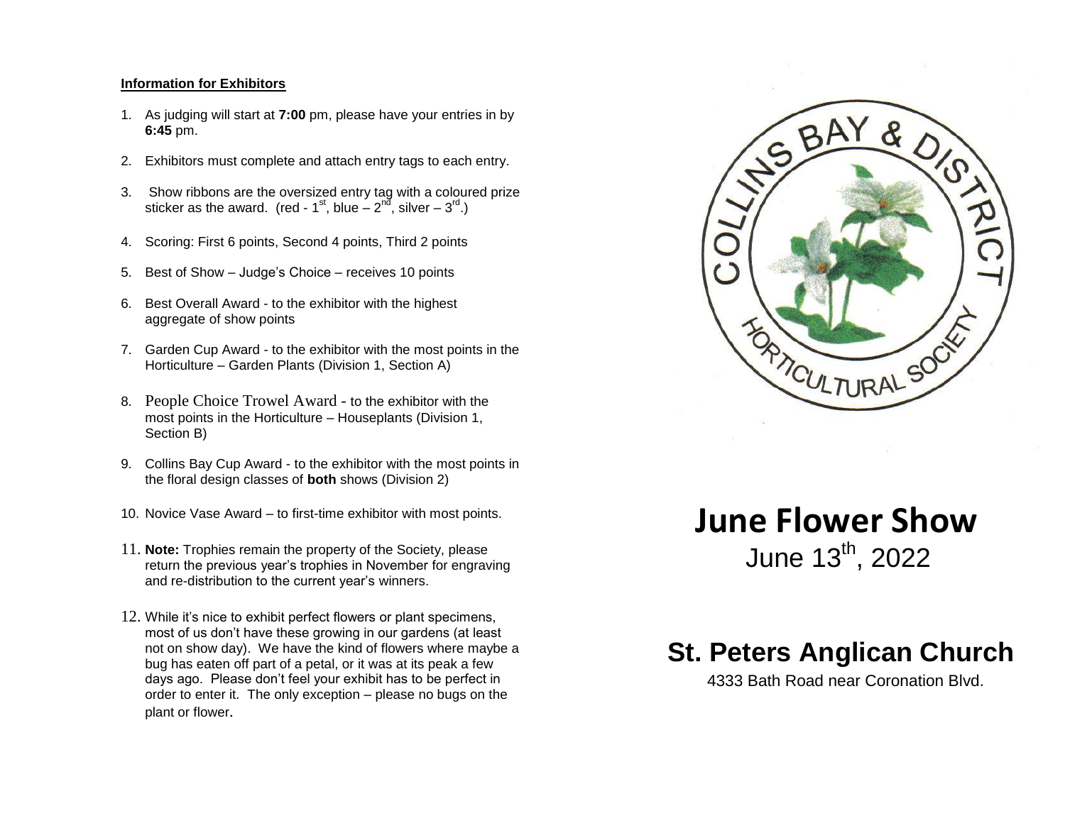**Information for Exhibitors**

1. As judging will start at **7:00** pm, please have your entries in by **6:45** pm.
2. Exhibitors must complete and attach entry tags to each entry.
3. Show ribbons are the oversized entry tag with a coloured prize sticker as the award. (red - 1st, blue – 2nd, silver – 3rd.)
4. Scoring: First 6 points, Second 4 points, Third 2 points
5. Best of Show – Judge's Choice – receives 10 points
6. Best Overall Award - to the exhibitor with the highest aggregate of show points
7. Garden Cup Award - to the exhibitor with the most points in the Horticulture – Garden Plants (Division 1, Section A)
8. People Choice Trowel Award - to the exhibitor with the most points in the Horticulture – Houseplants (Division 1, Section B)
9. Collins Bay Cup Award - to the exhibitor with the most points in the floral design classes of **both** shows (Division 2)
10. Novice Vase Award – to first-time exhibitor with most points.
11. **Note:** Trophies remain the property of the Society, please return the previous year's trophies in November for engraving and re-distribution to the current year's winners.
12. While it's nice to exhibit perfect flowers or plant specimens, most of us don't have these growing in our gardens (at least not on show day). We have the kind of flowers where maybe a bug has eaten off part of a petal, or it was at its peak a few days ago. Please don't feel your exhibit has to be perfect in order to enter it. The only exception – please no bugs on the plant or flower.

COLLINS BAY & DISTRICT HORTICULTURAL SOCIETY

# June Flower Show

June 13th, 2022

## St. Peters Anglican Church

4333 Bath Road near Coronation Blvd.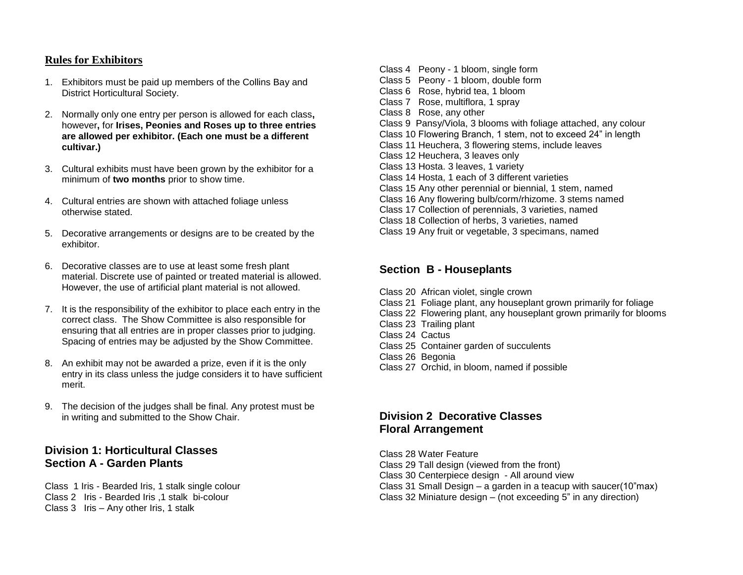## Rules for Exhibitors

1. Exhibitors must be paid up members of the Collins Bay and District Horticultural Society.
2. Normally only one entry per person is allowed for each class**,** however**,** for **Irises, Peonies and Roses up to three entries are allowed per exhibitor. (Each one must be a different cultivar.)**
3. Cultural exhibits must have been grown by the exhibitor for a minimum of **two months** prior to show time.
4. Cultural entries are shown with attached foliage unless otherwise stated.
5. Decorative arrangements or designs are to be created by the exhibitor.
6. Decorative classes are to use at least some fresh plant material. Discrete use of painted or treated material is allowed. However, the use of artificial plant material is not allowed.
7. It is the responsibility of the exhibitor to place each entry in the correct class. The Show Committee is also responsible for ensuring that all entries are in proper classes prior to judging. Spacing of entries may be adjusted by the Show Committee.
8. An exhibit may not be awarded a prize, even if it is the only entry in its class unless the judge considers it to have sufficient merit.
9. The decision of the judges shall be final. Any protest must be in writing and submitted to the Show Chair.

## Division 1: Horticultural Classes
### Section A - Garden Plants

Class 1 Iris - Bearded Iris, 1 stalk single colour
Class 2 Iris - Bearded Iris ,1 stalk bi-colour
Class 3 Iris – Any other Iris, 1 stalk
Class 4 Peony - 1 bloom, single form
Class 5 Peony - 1 bloom, double form
Class 6 Rose, hybrid tea, 1 bloom
Class 7 Rose, multiflora, 1 spray
Class 8 Rose, any other
Class 9 Pansy/Viola, 3 blooms with foliage attached, any colour
Class 10 Flowering Branch, 1 stem, not to exceed 24" in length
Class 11 Heuchera, 3 flowering stems, include leaves
Class 12 Heuchera, 3 leaves only
Class 13 Hosta. 3 leaves, 1 variety
Class 14 Hosta, 1 each of 3 different varieties
Class 15 Any other perennial or biennial, 1 stem, named
Class 16 Any flowering bulb/corm/rhizome. 3 stems named
Class 17 Collection of perennials, 3 varieties, named
Class 18 Collection of herbs, 3 varieties, named
Class 19 Any fruit or vegetable, 3 specimans, named

### Section B - Houseplants

Class 20 African violet, single crown
Class 21 Foliage plant, any houseplant grown primarily for foliage
Class 22 Flowering plant, any houseplant grown primarily for blooms
Class 23 Trailing plant
Class 24 Cactus
Class 25 Container garden of succulents
Class 26 Begonia
Class 27 Orchid, in bloom, named if possible

## Division 2 Decorative Classes
### Floral Arrangement

Class 28 Water Feature
Class 29 Tall design (viewed from the front)
Class 30 Centerpiece design - All around view
Class 31 Small Design – a garden in a teacup with saucer(10"max)
Class 32 Miniature design – (not exceeding 5" in any direction)